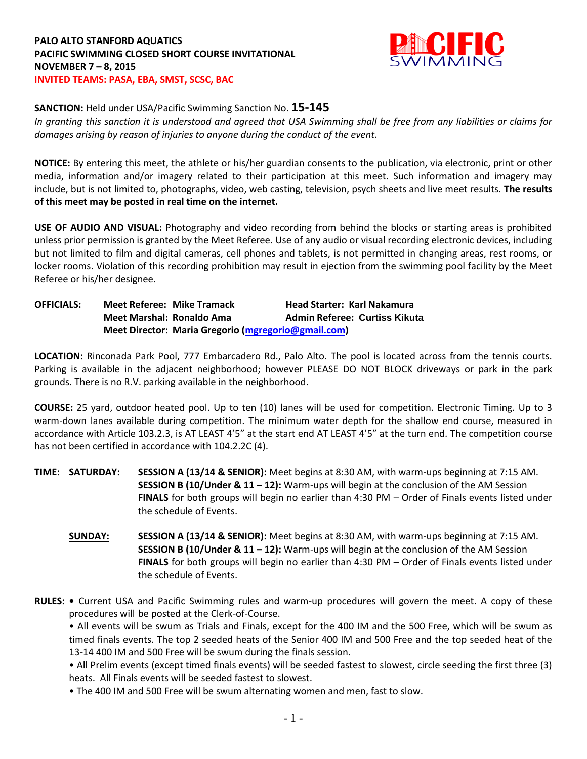**PALO ALTO STANFORD AQUATICS**
**PACIFIC SWIMMING CLOSED SHORT COURSE INVITATIONAL**
**NOVEMBER 7 – 8, 2015**
**INVITED TEAMS: PASA, EBA, SMST, SCSC, BAC**

**SANCTION:** Held under USA/Pacific Swimming Sanction No. **15-145**
*In granting this sanction it is understood and agreed that USA Swimming shall be free from any liabilities or claims for damages arising by reason of injuries to anyone during the conduct of the event.*

**NOTICE:** By entering this meet, the athlete or his/her guardian consents to the publication, via electronic, print or other media, information and/or imagery related to their participation at this meet. Such information and imagery may include, but is not limited to, photographs, video, web casting, television, psych sheets and live meet results. **The results of this meet may be posted in real time on the internet.**

**USE OF AUDIO AND VISUAL:** Photography and video recording from behind the blocks or starting areas is prohibited unless prior permission is granted by the Meet Referee. Use of any audio or visual recording electronic devices, including but not limited to film and digital cameras, cell phones and tablets, is not permitted in changing areas, rest rooms, or locker rooms. Violation of this recording prohibition may result in ejection from the swimming pool facility by the Meet Referee or his/her designee.

**OFFICIALS:** **Meet Referee: Mike Tramack** **Head Starter: Karl Nakamura**
**Meet Marshal: Ronaldo Ama** **Admin Referee: Curtiss Kikuta**
**Meet Director: Maria Gregorio (mgregorio@gmail.com)**

**LOCATION:** Rinconada Park Pool, 777 Embarcadero Rd., Palo Alto. The pool is located across from the tennis courts. Parking is available in the adjacent neighborhood; however PLEASE DO NOT BLOCK driveways or park in the park grounds. There is no R.V. parking available in the neighborhood.

**COURSE:** 25 yard, outdoor heated pool. Up to ten (10) lanes will be used for competition. Electronic Timing. Up to 3 warm-down lanes available during competition. The minimum water depth for the shallow end course, measured in accordance with Article 103.2.3, is AT LEAST 4'5" at the start end AT LEAST 4'5" at the turn end. The competition course has not been certified in accordance with 104.2.2C (4).

**TIME:** **SATURDAY:**
**SESSION A (13/14 & SENIOR):** Meet begins at 8:30 AM, with warm-ups beginning at 7:15 AM.
**SESSION B (10/Under & 11 – 12):** Warm-ups will begin at the conclusion of the AM Session
**FINALS** for both groups will begin no earlier than 4:30 PM – Order of Finals events listed under the schedule of Events.

**SUNDAY:**
**SESSION A (13/14 & SENIOR):** Meet begins at 8:30 AM, with warm-ups beginning at 7:15 AM.
**SESSION B (10/Under & 11 – 12):** Warm-ups will begin at the conclusion of the AM Session
**FINALS** for both groups will begin no earlier than 4:30 PM – Order of Finals events listed under the schedule of Events.

**RULES:**
- Current USA and Pacific Swimming rules and warm-up procedures will govern the meet. A copy of these procedures will be posted at the Clerk-of-Course.
- All events will be swum as Trials and Finals, except for the 400 IM and the 500 Free, which will be swum as timed finals events. The top 2 seeded heats of the Senior 400 IM and 500 Free and the top seeded heat of the 13-14 400 IM and 500 Free will be swum during the finals session.
- All Prelim events (except timed finals events) will be seeded fastest to slowest, circle seeding the first three (3) heats. All Finals events will be seeded fastest to slowest.
- The 400 IM and 500 Free will be swum alternating women and men, fast to slow.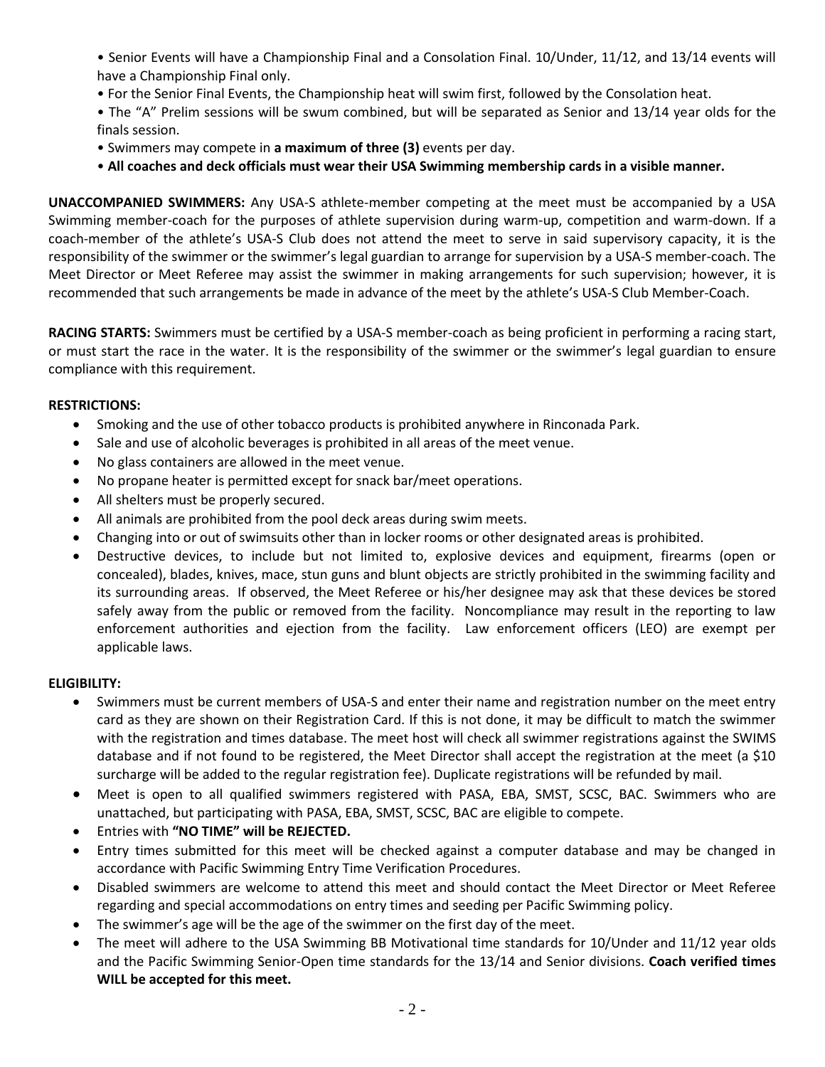- Senior Events will have a Championship Final and a Consolation Final. 10/Under, 11/12, and 13/14 events will have a Championship Final only.
- For the Senior Final Events, the Championship heat will swim first, followed by the Consolation heat.
- The "A" Prelim sessions will be swum combined, but will be separated as Senior and 13/14 year olds for the finals session.
- Swimmers may compete in **a maximum of three (3)** events per day.
- **All coaches and deck officials must wear their USA Swimming membership cards in a visible manner.**

**UNACCOMPANIED SWIMMERS:** Any USA-S athlete-member competing at the meet must be accompanied by a USA Swimming member-coach for the purposes of athlete supervision during warm-up, competition and warm-down. If a coach-member of the athlete's USA-S Club does not attend the meet to serve in said supervisory capacity, it is the responsibility of the swimmer or the swimmer's legal guardian to arrange for supervision by a USA-S member-coach. The Meet Director or Meet Referee may assist the swimmer in making arrangements for such supervision; however, it is recommended that such arrangements be made in advance of the meet by the athlete's USA-S Club Member-Coach.

**RACING STARTS:** Swimmers must be certified by a USA-S member-coach as being proficient in performing a racing start, or must start the race in the water. It is the responsibility of the swimmer or the swimmer's legal guardian to ensure compliance with this requirement.

**RESTRICTIONS:**

- Smoking and the use of other tobacco products is prohibited anywhere in Rinconada Park.
- Sale and use of alcoholic beverages is prohibited in all areas of the meet venue.
- No glass containers are allowed in the meet venue.
- No propane heater is permitted except for snack bar/meet operations.
- All shelters must be properly secured.
- All animals are prohibited from the pool deck areas during swim meets.
- Changing into or out of swimsuits other than in locker rooms or other designated areas is prohibited.
- Destructive devices, to include but not limited to, explosive devices and equipment, firearms (open or concealed), blades, knives, mace, stun guns and blunt objects are strictly prohibited in the swimming facility and its surrounding areas. If observed, the Meet Referee or his/her designee may ask that these devices be stored safely away from the public or removed from the facility. Noncompliance may result in the reporting to law enforcement authorities and ejection from the facility. Law enforcement officers (LEO) are exempt per applicable laws.

**ELIGIBILITY:**

- Swimmers must be current members of USA-S and enter their name and registration number on the meet entry card as they are shown on their Registration Card. If this is not done, it may be difficult to match the swimmer with the registration and times database. The meet host will check all swimmer registrations against the SWIMS database and if not found to be registered, the Meet Director shall accept the registration at the meet (a $10 surcharge will be added to the regular registration fee). Duplicate registrations will be refunded by mail.
- Meet is open to all qualified swimmers registered with PASA, EBA, SMST, SCSC, BAC. Swimmers who are unattached, but participating with PASA, EBA, SMST, SCSC, BAC are eligible to compete.
- Entries with **"NO TIME" will be REJECTED.**
- Entry times submitted for this meet will be checked against a computer database and may be changed in accordance with Pacific Swimming Entry Time Verification Procedures.
- Disabled swimmers are welcome to attend this meet and should contact the Meet Director or Meet Referee regarding and special accommodations on entry times and seeding per Pacific Swimming policy.
- The swimmer's age will be the age of the swimmer on the first day of the meet.
- The meet will adhere to the USA Swimming BB Motivational time standards for 10/Under and 11/12 year olds and the Pacific Swimming Senior-Open time standards for the 13/14 and Senior divisions. **Coach verified times WILL be accepted for this meet.**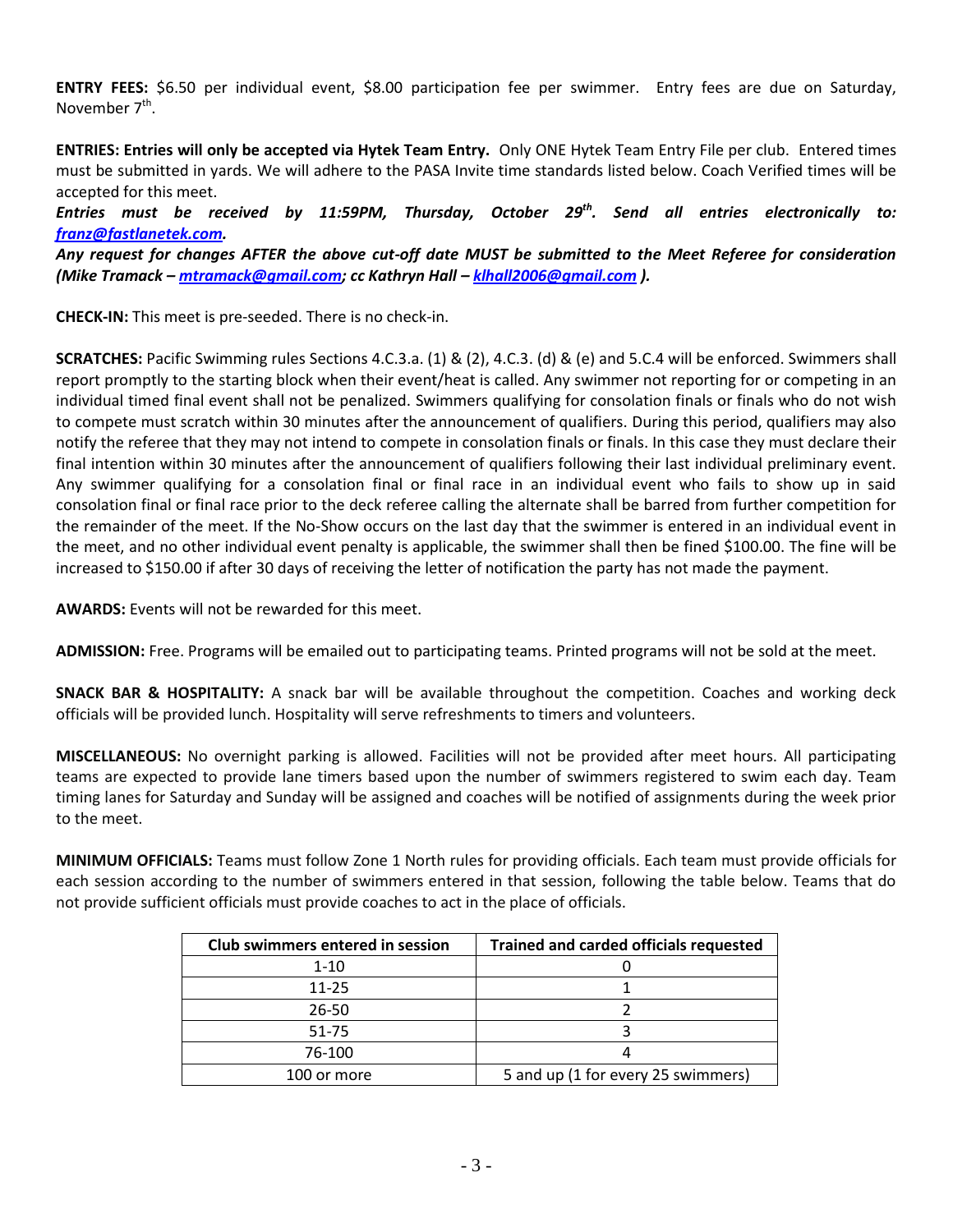**ENTRY FEES:** $6.50 per individual event, $8.00 participation fee per swimmer. Entry fees are due on Saturday, November 7th.

**ENTRIES: Entries will only be accepted via Hytek Team Entry.** Only ONE Hytek Team Entry File per club. Entered times must be submitted in yards. We will adhere to the PASA Invite time standards listed below. Coach Verified times will be accepted for this meet.

***Entries must be received by 11:59PM, Thursday, October 29th. Send all entries electronically to: [franz@fastlanetek.com](mailto:franz@fastlanetek.com).***

***Any request for changes AFTER the above cut-off date MUST be submitted to the Meet Referee for consideration (Mike Tramack – [mtramack@gmail.com](mailto:mtramack@gmail.com); cc Kathryn Hall – [klhall2006@gmail.com](mailto:klhall2006@gmail.com) ).***

**CHECK-IN:** This meet is pre-seeded. There is no check-in.

**SCRATCHES:** Pacific Swimming rules Sections 4.C.3.a. (1) & (2), 4.C.3. (d) & (e) and 5.C.4 will be enforced. Swimmers shall report promptly to the starting block when their event/heat is called. Any swimmer not reporting for or competing in an individual timed final event shall not be penalized. Swimmers qualifying for consolation finals or finals who do not wish to compete must scratch within 30 minutes after the announcement of qualifiers. During this period, qualifiers may also notify the referee that they may not intend to compete in consolation finals or finals. In this case they must declare their final intention within 30 minutes after the announcement of qualifiers following their last individual preliminary event. Any swimmer qualifying for a consolation final or final race in an individual event who fails to show up in said consolation final or final race prior to the deck referee calling the alternate shall be barred from further competition for the remainder of the meet. If the No-Show occurs on the last day that the swimmer is entered in an individual event in the meet, and no other individual event penalty is applicable, the swimmer shall then be fined $100.00. The fine will be increased to $150.00 if after 30 days of receiving the letter of notification the party has not made the payment.

**AWARDS:** Events will not be rewarded for this meet.

**ADMISSION:** Free. Programs will be emailed out to participating teams. Printed programs will not be sold at the meet.

**SNACK BAR & HOSPITALITY:** A snack bar will be available throughout the competition. Coaches and working deck officials will be provided lunch. Hospitality will serve refreshments to timers and volunteers.

**MISCELLANEOUS:** No overnight parking is allowed. Facilities will not be provided after meet hours. All participating teams are expected to provide lane timers based upon the number of swimmers registered to swim each day. Team timing lanes for Saturday and Sunday will be assigned and coaches will be notified of assignments during the week prior to the meet.

**MINIMUM OFFICIALS:** Teams must follow Zone 1 North rules for providing officials. Each team must provide officials for each session according to the number of swimmers entered in that session, following the table below. Teams that do not provide sufficient officials must provide coaches to act in the place of officials.

| Club swimmers entered in session | Trained and carded officials requested |
|---|---|
| 1-10 | 0 |
| 11-25 | 1 |
| 26-50 | 2 |
| 51-75 | 3 |
| 76-100 | 4 |
| 100 or more | 5 and up (1 for every 25 swimmers) |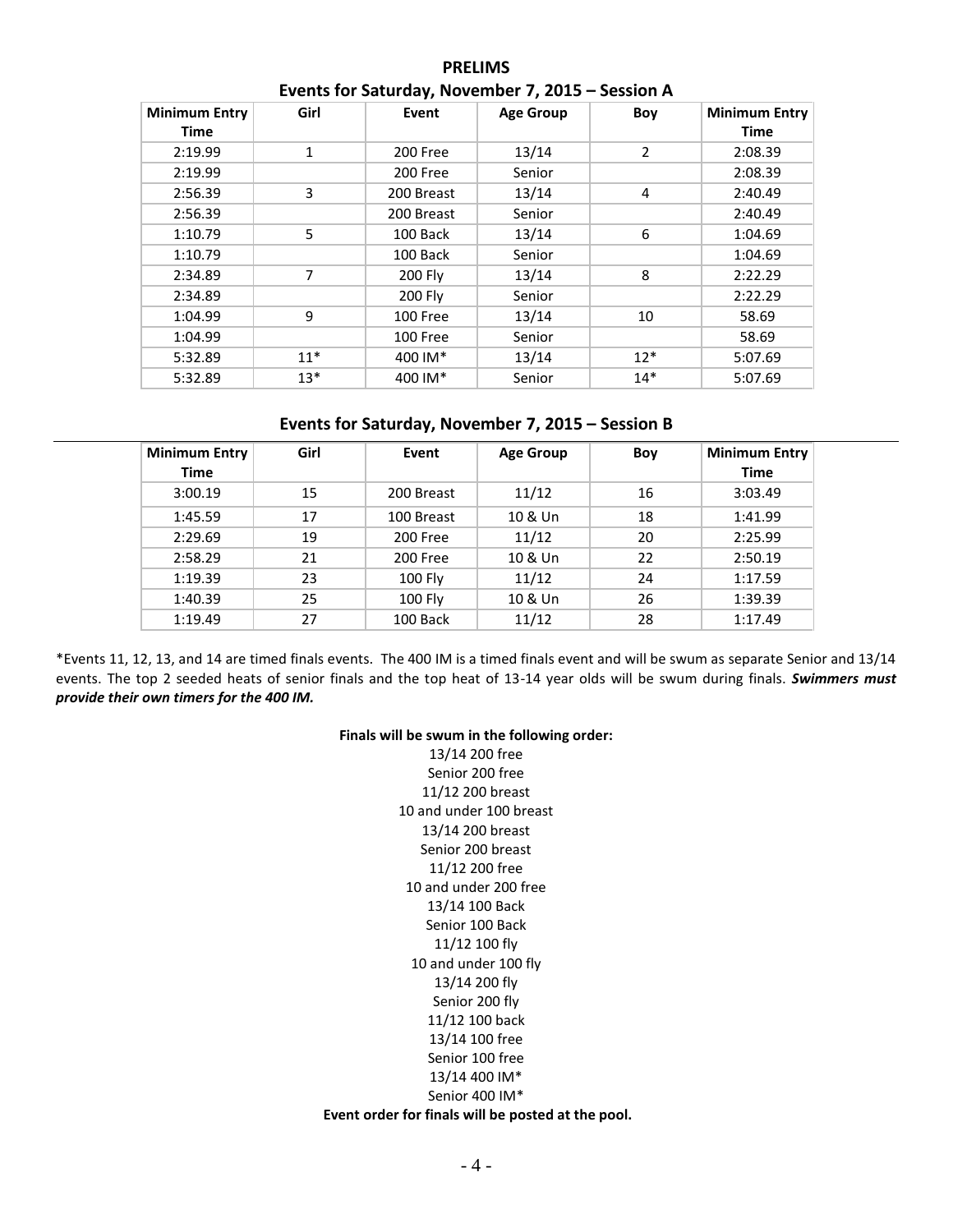## PRELIMS

### Events for Saturday, November 7, 2015 – Session A

| Minimum Entry Time | Girl | Event | Age Group | Boy | Minimum Entry Time |
|---|---|---|---|---|---|
| 2:19.99 | 1 | 200 Free | 13/14 | 2 | 2:08.39 |
| 2:19.99 | | 200 Free | Senior | | 2:08.39 |
| 2:56.39 | 3 | 200 Breast | 13/14 | 4 | 2:40.49 |
| 2:56.39 | | 200 Breast | Senior | | 2:40.49 |
| 1:10.79 | 5 | 100 Back | 13/14 | 6 | 1:04.69 |
| 1:10.79 | | 100 Back | Senior | | 1:04.69 |
| 2:34.89 | 7 | 200 Fly | 13/14 | 8 | 2:22.29 |
| 2:34.89 | | 200 Fly | Senior | | 2:22.29 |
| 1:04.99 | 9 | 100 Free | 13/14 | 10 | 58.69 |
| 1:04.99 | | 100 Free | Senior | | 58.69 |
| 5:32.89 | 11* | 400 IM* | 13/14 | 12* | 5:07.69 |
| 5:32.89 | 13* | 400 IM* | Senior | 14* | 5:07.69 |

### Events for Saturday, November 7, 2015 – Session B

| Minimum Entry Time | Girl | Event | Age Group | Boy | Minimum Entry Time |
|---|---|---|---|---|---|
| 3:00.19 | 15 | 200 Breast | 11/12 | 16 | 3:03.49 |
| 1:45.59 | 17 | 100 Breast | 10 & Un | 18 | 1:41.99 |
| 2:29.69 | 19 | 200 Free | 11/12 | 20 | 2:25.99 |
| 2:58.29 | 21 | 200 Free | 10 & Un | 22 | 2:50.19 |
| 1:19.39 | 23 | 100 Fly | 11/12 | 24 | 1:17.59 |
| 1:40.39 | 25 | 100 Fly | 10 & Un | 26 | 1:39.39 |
| 1:19.49 | 27 | 100 Back | 11/12 | 28 | 1:17.49 |

*Events 11, 12, 13, and 14 are timed finals events. The 400 IM is a timed finals event and will be swum as separate Senior and 13/14 events. The top 2 seeded heats of senior finals and the top heat of 13-14 year olds will be swum during finals. ***Swimmers must provide their own timers for the 400 IM.***

**Finals will be swum in the following order:**

13/14 200 free
Senior 200 free
11/12 200 breast
10 and under 100 breast
13/14 200 breast
Senior 200 breast
11/12 200 free
10 and under 200 free
13/14 100 Back
Senior 100 Back
11/12 100 fly
10 and under 100 fly
13/14 200 fly
Senior 200 fly
11/12 100 back
13/14 100 free
Senior 100 free
13/14 400 IM*
Senior 400 IM*

**Event order for finals will be posted at the pool.**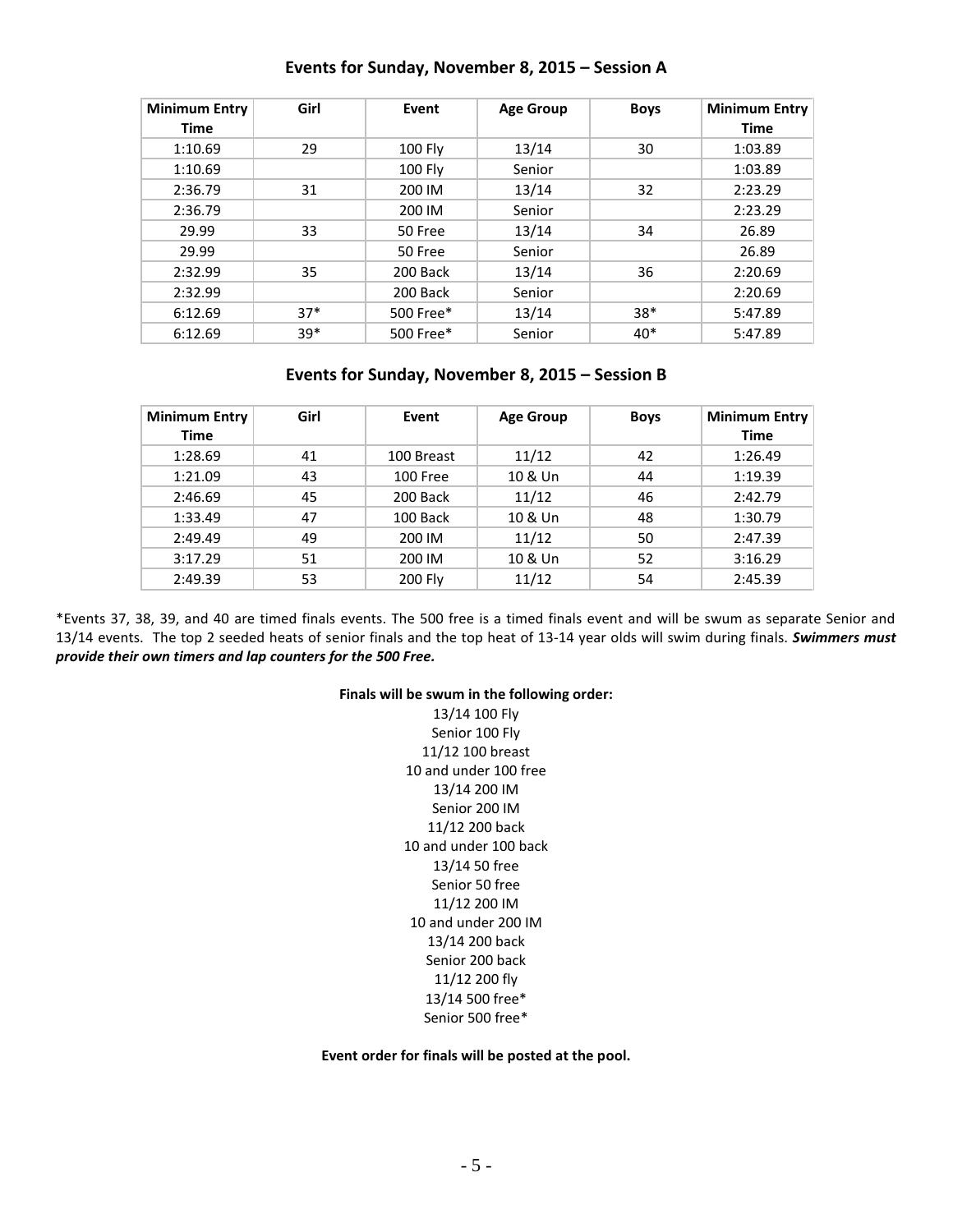### Events for Sunday, November 8, 2015 – Session A

| Minimum Entry Time | Girl | Event | Age Group | Boys | Minimum Entry Time |
|---|---|---|---|---|---|
| 1:10.69 | 29 | 100 Fly | 13/14 | 30 | 1:03.89 |
| 1:10.69 | | 100 Fly | Senior | | 1:03.89 |
| 2:36.79 | 31 | 200 IM | 13/14 | 32 | 2:23.29 |
| 2:36.79 | | 200 IM | Senior | | 2:23.29 |
| 29.99 | 33 | 50 Free | 13/14 | 34 | 26.89 |
| 29.99 | | 50 Free | Senior | | 26.89 |
| 2:32.99 | 35 | 200 Back | 13/14 | 36 | 2:20.69 |
| 2:32.99 | | 200 Back | Senior | | 2:20.69 |
| 6:12.69 | 37* | 500 Free* | 13/14 | 38* | 5:47.89 |
| 6:12.69 | 39* | 500 Free* | Senior | 40* | 5:47.89 |

### Events for Sunday, November 8, 2015 – Session B

| Minimum Entry Time | Girl | Event | Age Group | Boys | Minimum Entry Time |
|---|---|---|---|---|---|
| 1:28.69 | 41 | 100 Breast | 11/12 | 42 | 1:26.49 |
| 1:21.09 | 43 | 100 Free | 10 & Un | 44 | 1:19.39 |
| 2:46.69 | 45 | 200 Back | 11/12 | 46 | 2:42.79 |
| 1:33.49 | 47 | 100 Back | 10 & Un | 48 | 1:30.79 |
| 2:49.49 | 49 | 200 IM | 11/12 | 50 | 2:47.39 |
| 3:17.29 | 51 | 200 IM | 10 & Un | 52 | 3:16.29 |
| 2:49.39 | 53 | 200 Fly | 11/12 | 54 | 2:45.39 |

*Events 37, 38, 39, and 40 are timed finals events. The 500 free is a timed finals event and will be swum as separate Senior and 13/14 events. The top 2 seeded heats of senior finals and the top heat of 13-14 year olds will swim during finals. ***Swimmers must provide their own timers and lap counters for the 500 Free.***

**Finals will be swum in the following order:**

13/14 100 Fly
Senior 100 Fly
11/12 100 breast
10 and under 100 free
13/14 200 IM
Senior 200 IM
11/12 200 back
10 and under 100 back
13/14 50 free
Senior 50 free
11/12 200 IM
10 and under 200 IM
13/14 200 back
Senior 200 back
11/12 200 fly
13/14 500 free*
Senior 500 free*

**Event order for finals will be posted at the pool.**